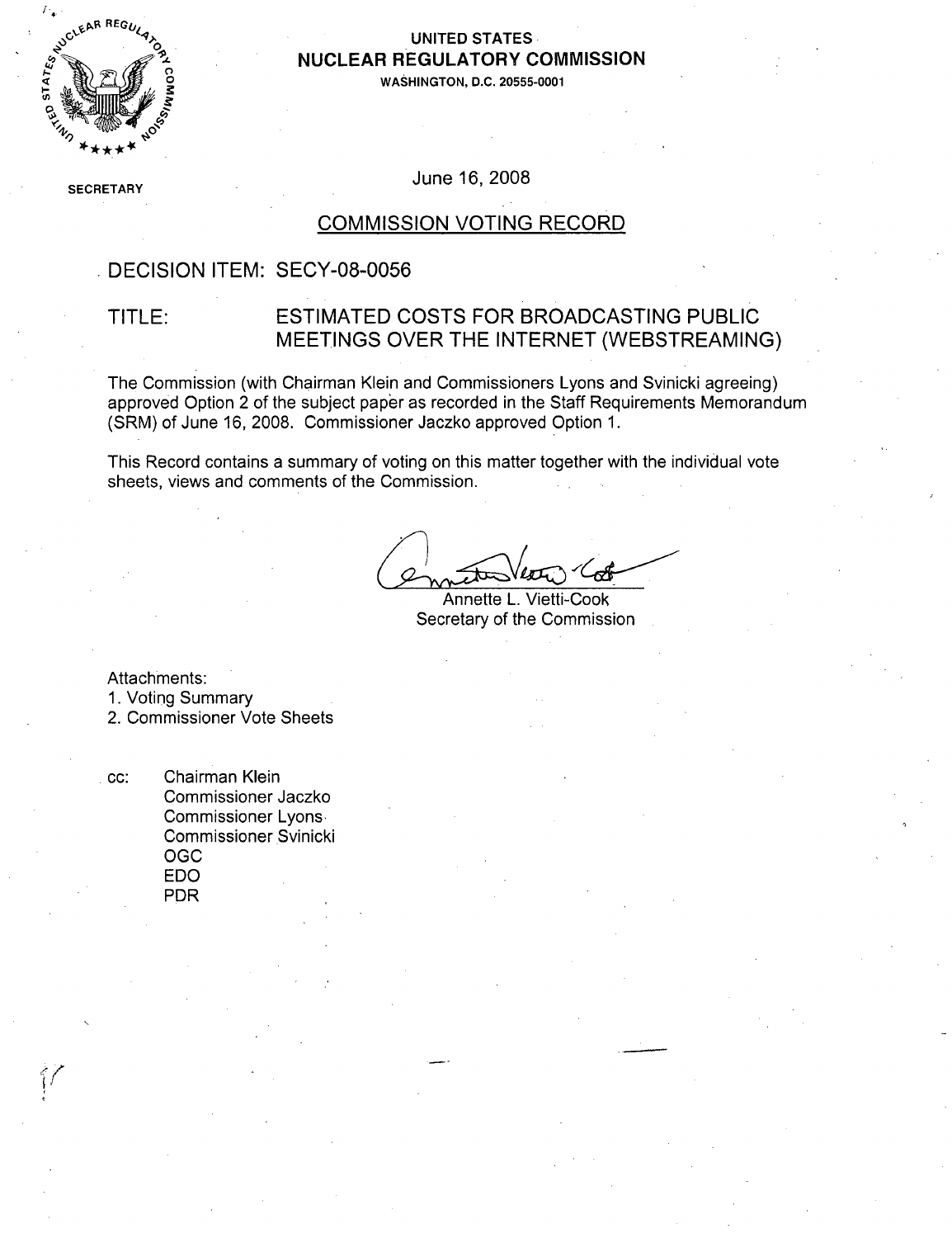**UNITED STATES**
**NUCLEAR REGULATORY COMMISSION**
WASHINGTON, D.C. 20555-0001

SECRETARY

June 16, 2008

## COMMISSION VOTING RECORD

## DECISION ITEM: SECY-08-0056

## TITLE: ESTIMATED COSTS FOR BROADCASTING PUBLIC MEETINGS OVER THE INTERNET (WEBSTREAMING)

The Commission (with Chairman Klein and Commissioners Lyons and Svinicki agreeing) approved Option 2 of the subject paper as recorded in the Staff Requirements Memorandum (SRM) of June 16, 2008. Commissioner Jaczko approved Option 1.

This Record contains a summary of voting on this matter together with the individual vote sheets, views and comments of the Commission.

Annette L. Vietti-Cook
Secretary of the Commission

Attachments:
1. Voting Summary
2. Commissioner Vote Sheets

cc: Chairman Klein
Commissioner Jaczko
Commissioner Lyons
Commissioner Svinicki
OGC
EDO
PDR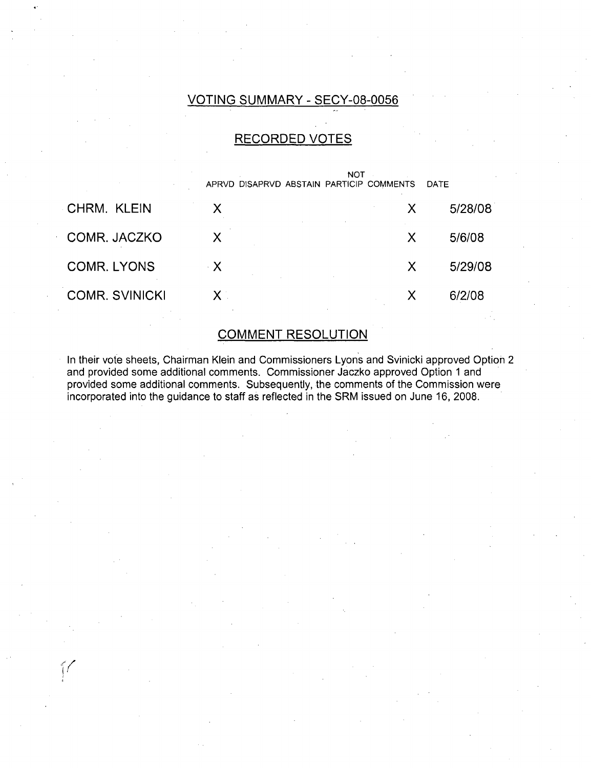## VOTING SUMMARY - SECY-08-0056

### RECORDED VOTES

| | APRVD | DISAPRVD | ABSTAIN | NOT PARTICIP | COMMENTS | DATE |
|---|---|---|---|---|---|---|
| CHRM. KLEIN | X | | | | X | 5/28/08 |
| COMR. JACZKO | X | | | | X | 5/6/08 |
| COMR. LYONS | X | | | | X | 5/29/08 |
| COMR. SVINICKI | X | | | | X | 6/2/08 |

### COMMENT RESOLUTION

In their vote sheets, Chairman Klein and Commissioners Lyons and Svinicki approved Option 2 and provided some additional comments. Commissioner Jaczko approved Option 1 and provided some additional comments. Subsequently, the comments of the Commission were incorporated into the guidance to staff as reflected in the SRM issued on June 16, 2008.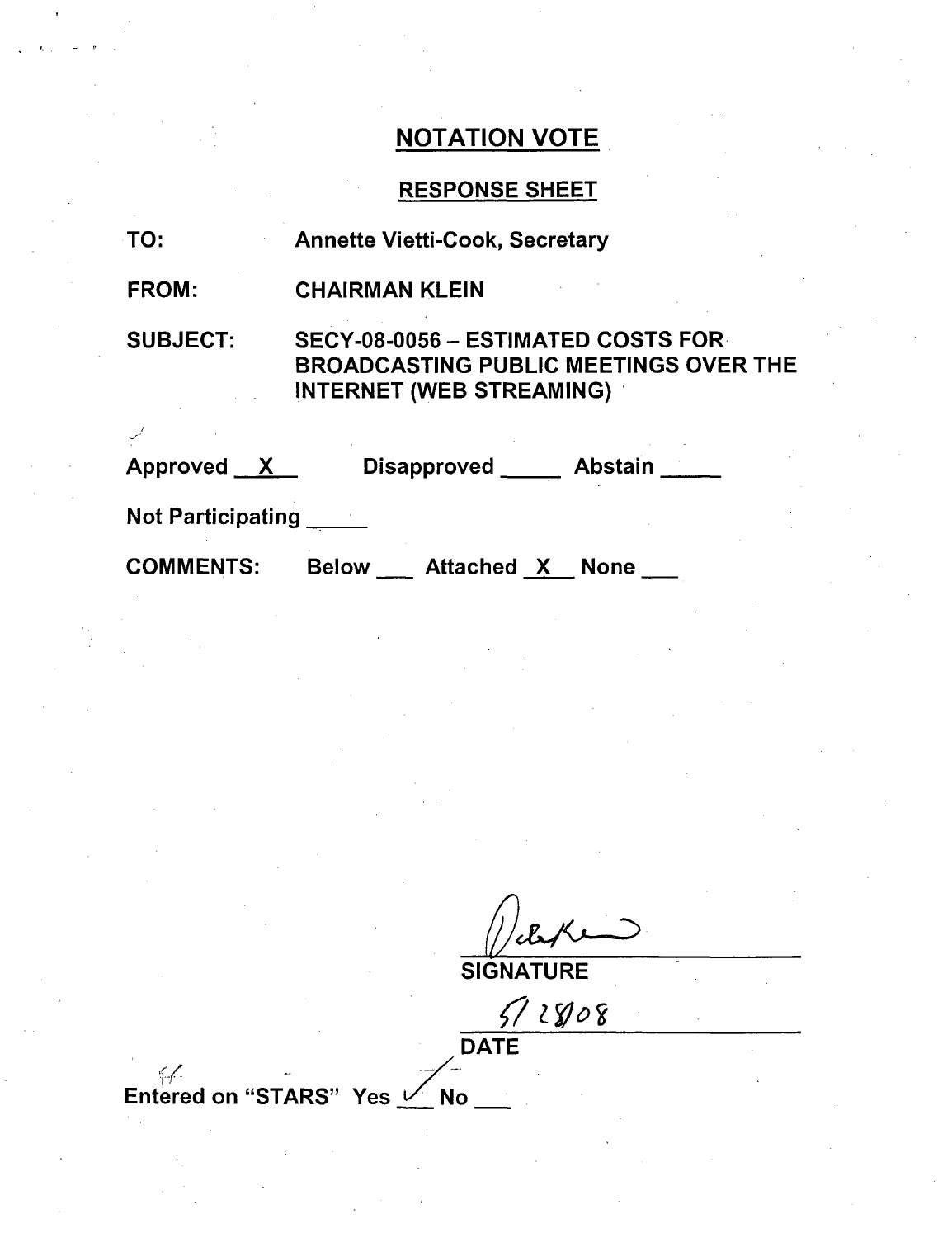# NOTATION VOTE

## RESPONSE SHEET

TO: Annette Vietti-Cook, Secretary

FROM: CHAIRMAN KLEIN

SUBJECT: SECY-08-0056 – ESTIMATED COSTS FOR BROADCASTING PUBLIC MEETINGS OVER THE INTERNET (WEB STREAMING)

Approved X Disapproved _____ Abstain _____

Not Participating _____

COMMENTS: Below ___ Attached X None ___

SIGNATURE

5/28/08

DATE

Entered on "STARS" Yes ✓ No ___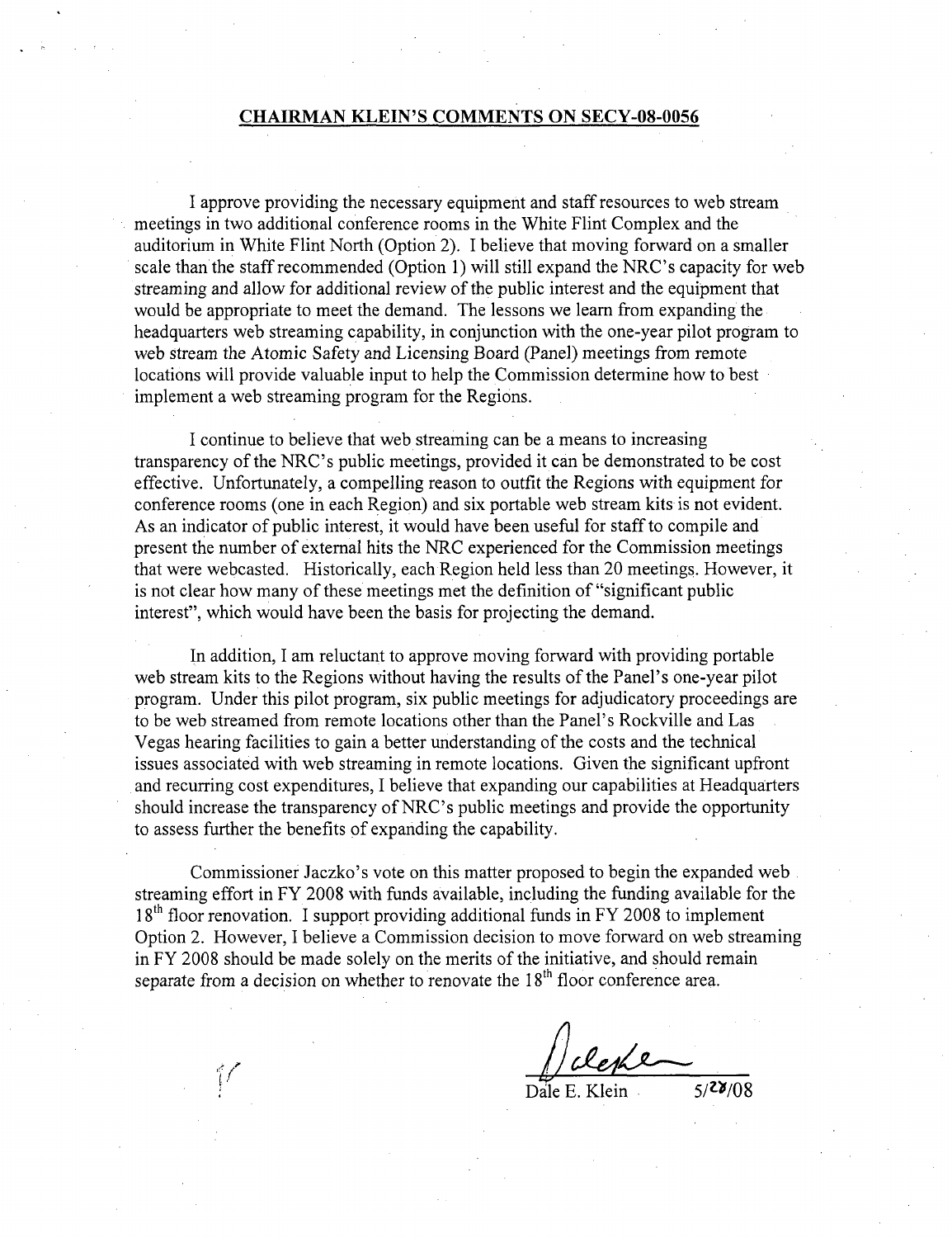## CHAIRMAN KLEIN'S COMMENTS ON SECY-08-0056

I approve providing the necessary equipment and staff resources to web stream meetings in two additional conference rooms in the White Flint Complex and the auditorium in White Flint North (Option 2). I believe that moving forward on a smaller scale than the staff recommended (Option 1) will still expand the NRC's capacity for web streaming and allow for additional review of the public interest and the equipment that would be appropriate to meet the demand. The lessons we learn from expanding the headquarters web streaming capability, in conjunction with the one-year pilot program to web stream the Atomic Safety and Licensing Board (Panel) meetings from remote locations will provide valuable input to help the Commission determine how to best implement a web streaming program for the Regions.

I continue to believe that web streaming can be a means to increasing transparency of the NRC's public meetings, provided it can be demonstrated to be cost effective. Unfortunately, a compelling reason to outfit the Regions with equipment for conference rooms (one in each Region) and six portable web stream kits is not evident. As an indicator of public interest, it would have been useful for staff to compile and present the number of external hits the NRC experienced for the Commission meetings that were webcasted. Historically, each Region held less than 20 meetings. However, it is not clear how many of these meetings met the definition of "significant public interest", which would have been the basis for projecting the demand.

In addition, I am reluctant to approve moving forward with providing portable web stream kits to the Regions without having the results of the Panel's one-year pilot program. Under this pilot program, six public meetings for adjudicatory proceedings are to be web streamed from remote locations other than the Panel's Rockville and Las Vegas hearing facilities to gain a better understanding of the costs and the technical issues associated with web streaming in remote locations. Given the significant upfront and recurring cost expenditures, I believe that expanding our capabilities at Headquarters should increase the transparency of NRC's public meetings and provide the opportunity to assess further the benefits of expanding the capability.

Commissioner Jaczko's vote on this matter proposed to begin the expanded web streaming effort in FY 2008 with funds available, including the funding available for the 18th floor renovation. I support providing additional funds in FY 2008 to implement Option 2. However, I believe a Commission decision to move forward on web streaming in FY 2008 should be made solely on the merits of the initiative, and should remain separate from a decision on whether to renovate the 18th floor conference area.

Dale E. Klein 5/28/08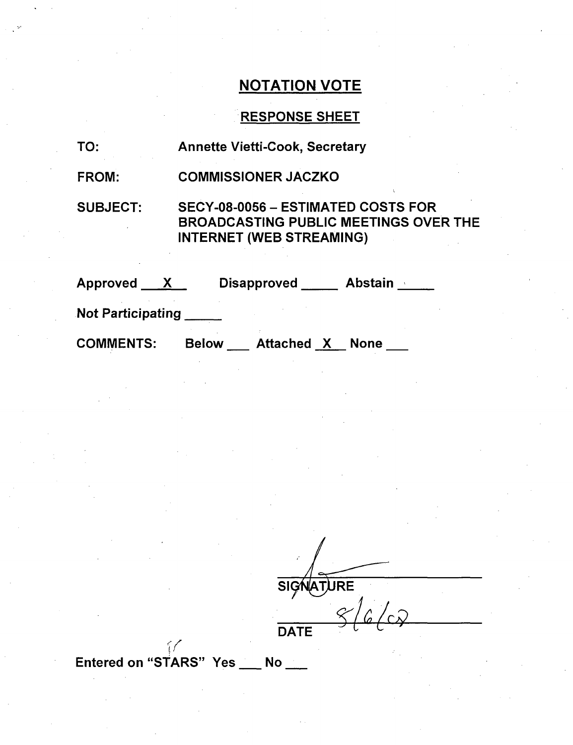# NOTATION VOTE

## RESPONSE SHEET

TO: Annette Vietti-Cook, Secretary

FROM: COMMISSIONER JACZKO

SUBJECT: SECY-08-0056 – ESTIMATED COSTS FOR BROADCASTING PUBLIC MEETINGS OVER THE INTERNET (WEB STREAMING)

Approved X Disapproved ____ Abstain ____

Not Participating ____

COMMENTS: Below ___ Attached X None ___

SIGNATURE

8/6/08

DATE

Entered on "STARS" Yes ___ No ___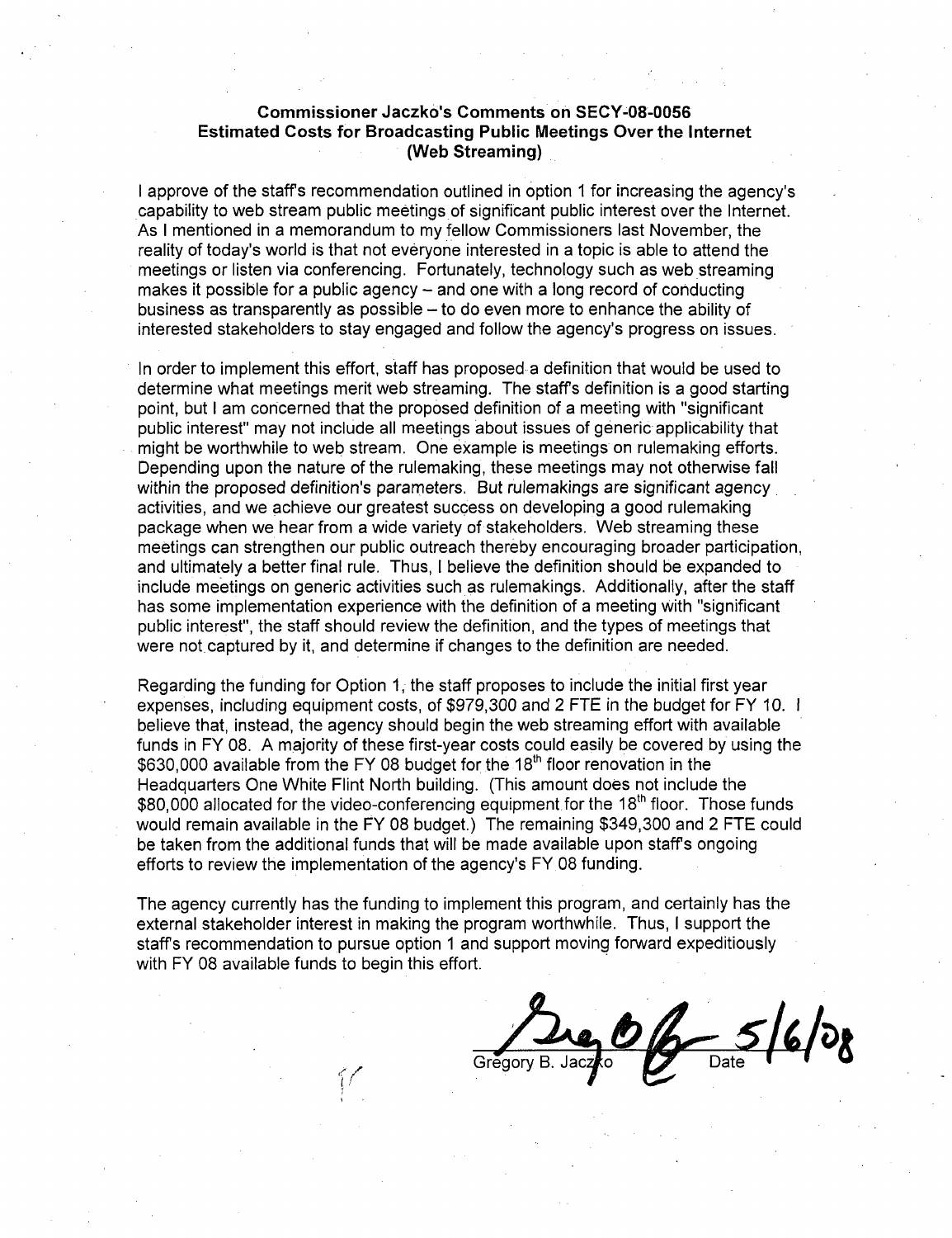**Commissioner Jaczko's Comments on SECY-08-0056**
**Estimated Costs for Broadcasting Public Meetings Over the Internet (Web Streaming)**

I approve of the staff's recommendation outlined in option 1 for increasing the agency's capability to web stream public meetings of significant public interest over the Internet. As I mentioned in a memorandum to my fellow Commissioners last November, the reality of today's world is that not everyone interested in a topic is able to attend the meetings or listen via conferencing. Fortunately, technology such as web streaming makes it possible for a public agency – and one with a long record of conducting business as transparently as possible – to do even more to enhance the ability of interested stakeholders to stay engaged and follow the agency's progress on issues.

In order to implement this effort, staff has proposed a definition that would be used to determine what meetings merit web streaming. The staff's definition is a good starting point, but I am concerned that the proposed definition of a meeting with "significant public interest" may not include all meetings about issues of generic applicability that might be worthwhile to web stream. One example is meetings on rulemaking efforts. Depending upon the nature of the rulemaking, these meetings may not otherwise fall within the proposed definition's parameters. But rulemakings are significant agency activities, and we achieve our greatest success on developing a good rulemaking package when we hear from a wide variety of stakeholders. Web streaming these meetings can strengthen our public outreach thereby encouraging broader participation, and ultimately a better final rule. Thus, I believe the definition should be expanded to include meetings on generic activities such as rulemakings. Additionally, after the staff has some implementation experience with the definition of a meeting with "significant public interest", the staff should review the definition, and the types of meetings that were not captured by it, and determine if changes to the definition are needed.

Regarding the funding for Option 1, the staff proposes to include the initial first year expenses, including equipment costs, of $979,300 and 2 FTE in the budget for FY 10. I believe that, instead, the agency should begin the web streaming effort with available funds in FY 08. A majority of these first-year costs could easily be covered by using the $630,000 available from the FY 08 budget for the 18th floor renovation in the Headquarters One White Flint North building. (This amount does not include the $80,000 allocated for the video-conferencing equipment for the 18th floor. Those funds would remain available in the FY 08 budget.) The remaining $349,300 and 2 FTE could be taken from the additional funds that will be made available upon staff's ongoing efforts to review the implementation of the agency's FY 08 funding.

The agency currently has the funding to implement this program, and certainly has the external stakeholder interest in making the program worthwhile. Thus, I support the staff's recommendation to pursue option 1 and support moving forward expeditiously with FY 08 available funds to begin this effort.

Gregory B. Jaczko &nbsp;&nbsp;&nbsp;&nbsp; Date: 5/6/08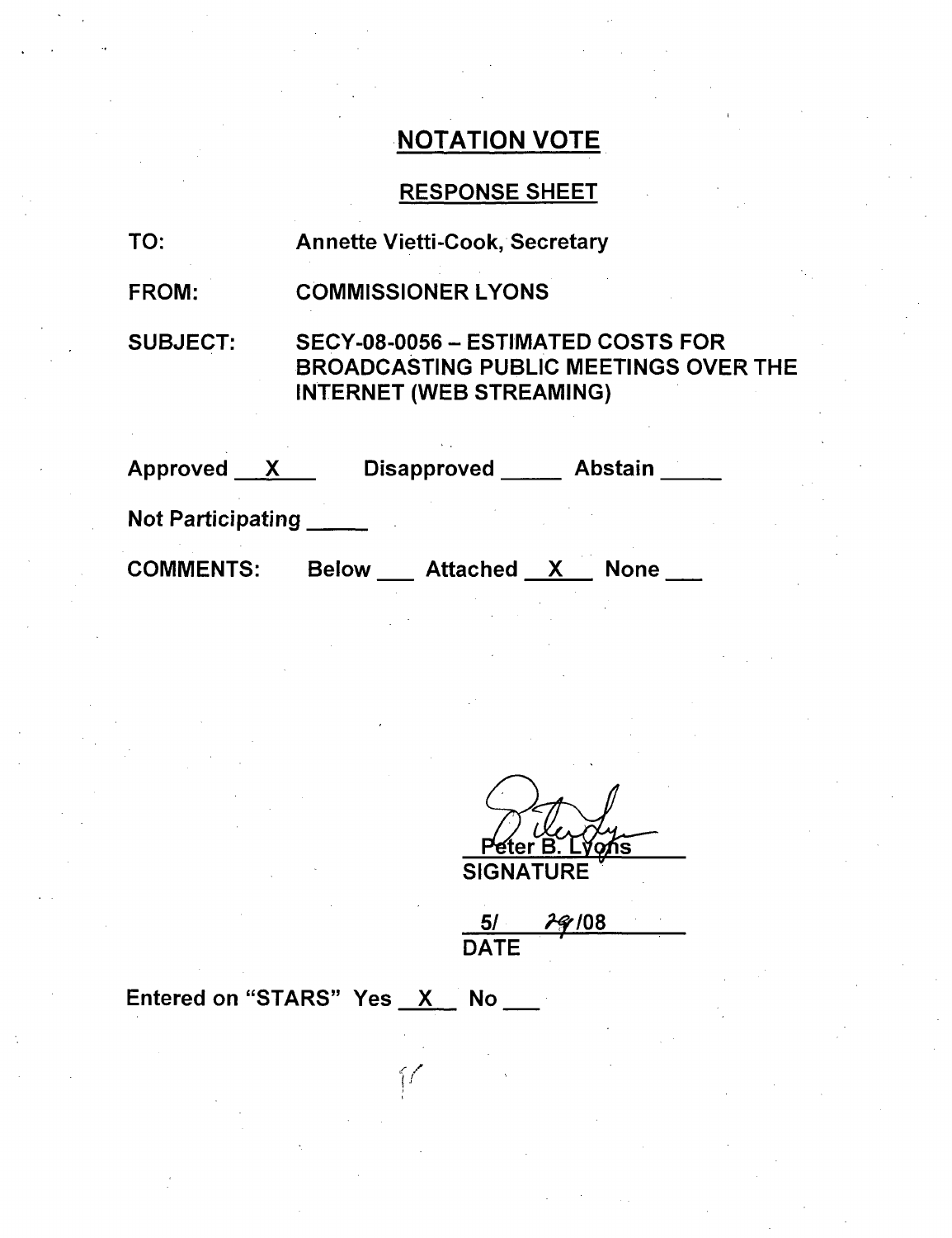# NOTATION VOTE

## RESPONSE SHEET

TO: Annette Vietti-Cook, Secretary

FROM: COMMISSIONER LYONS

SUBJECT: SECY-08-0056 – ESTIMATED COSTS FOR BROADCASTING PUBLIC MEETINGS OVER THE INTERNET (WEB STREAMING)

Approved \_\_X\_\_ Disapproved \_\_\_\_\_ Abstain \_\_\_\_\_

Not Participating \_\_\_\_\_

COMMENTS: Below \_\_\_ Attached \_\_X\_\_ None \_\_\_

Peter B. Lyons
SIGNATURE

5/ 29 /08
DATE

Entered on "STARS" Yes \_\_X\_\_ No \_\_\_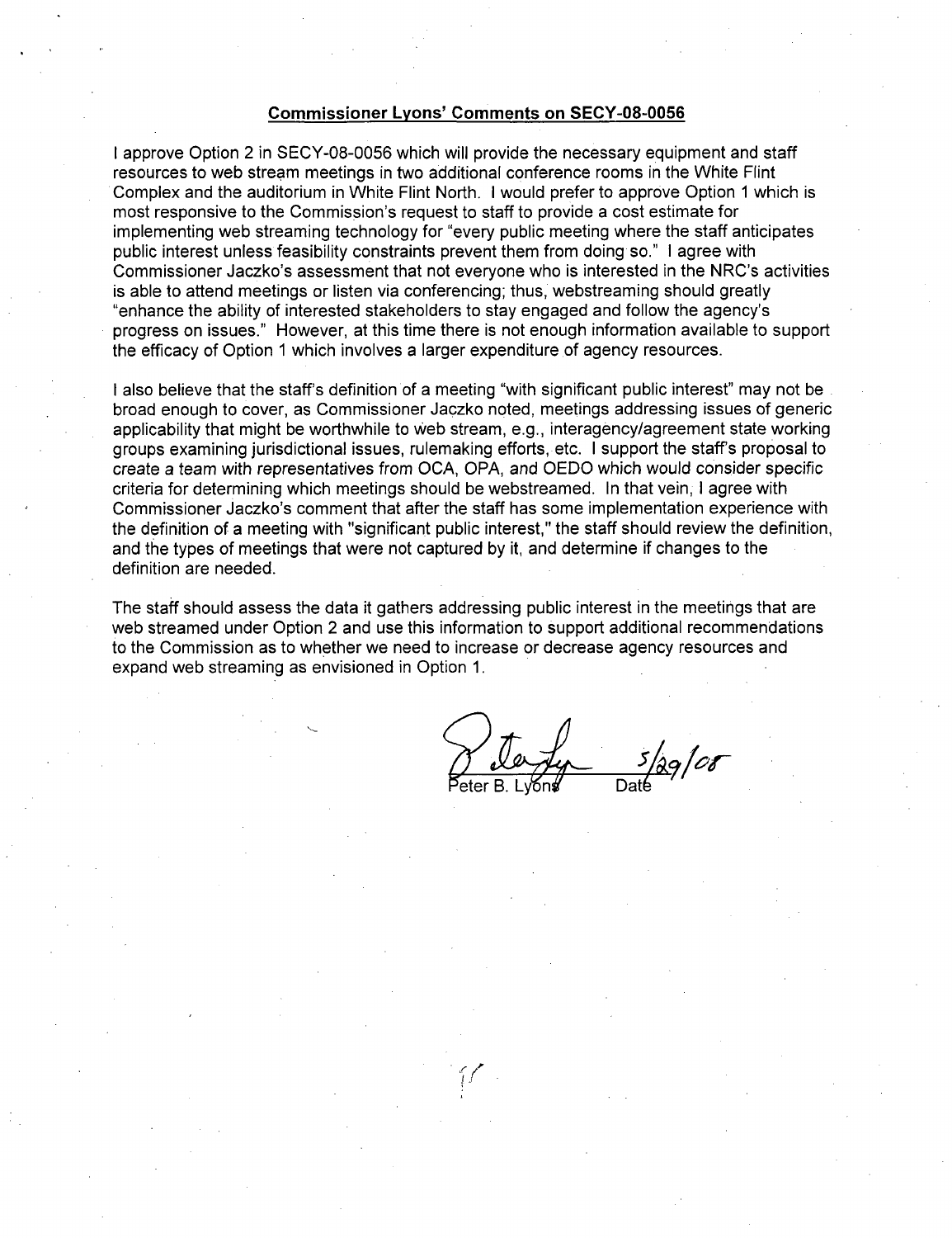**Commissioner Lyons' Comments on SECY-08-0056**

I approve Option 2 in SECY-08-0056 which will provide the necessary equipment and staff resources to web stream meetings in two additional conference rooms in the White Flint Complex and the auditorium in White Flint North. I would prefer to approve Option 1 which is most responsive to the Commission's request to staff to provide a cost estimate for implementing web streaming technology for "every public meeting where the staff anticipates public interest unless feasibility constraints prevent them from doing so." I agree with Commissioner Jaczko's assessment that not everyone who is interested in the NRC's activities is able to attend meetings or listen via conferencing; thus, webstreaming should greatly "enhance the ability of interested stakeholders to stay engaged and follow the agency's progress on issues." However, at this time there is not enough information available to support the efficacy of Option 1 which involves a larger expenditure of agency resources.

I also believe that the staff's definition of a meeting "with significant public interest" may not be broad enough to cover, as Commissioner Jaczko noted, meetings addressing issues of generic applicability that might be worthwhile to web stream, e.g., interagency/agreement state working groups examining jurisdictional issues, rulemaking efforts, etc. I support the staff's proposal to create a team with representatives from OCA, OPA, and OEDO which would consider specific criteria for determining which meetings should be webstreamed. In that vein, I agree with Commissioner Jaczko's comment that after the staff has some implementation experience with the definition of a meeting with "significant public interest," the staff should review the definition, and the types of meetings that were not captured by it, and determine if changes to the definition are needed.

The staff should assess the data it gathers addressing public interest in the meetings that are web streamed under Option 2 and use this information to support additional recommendations to the Commission as to whether we need to increase or decrease agency resources and expand web streaming as envisioned in Option 1.

Peter B. Lyons 5/29/08
Date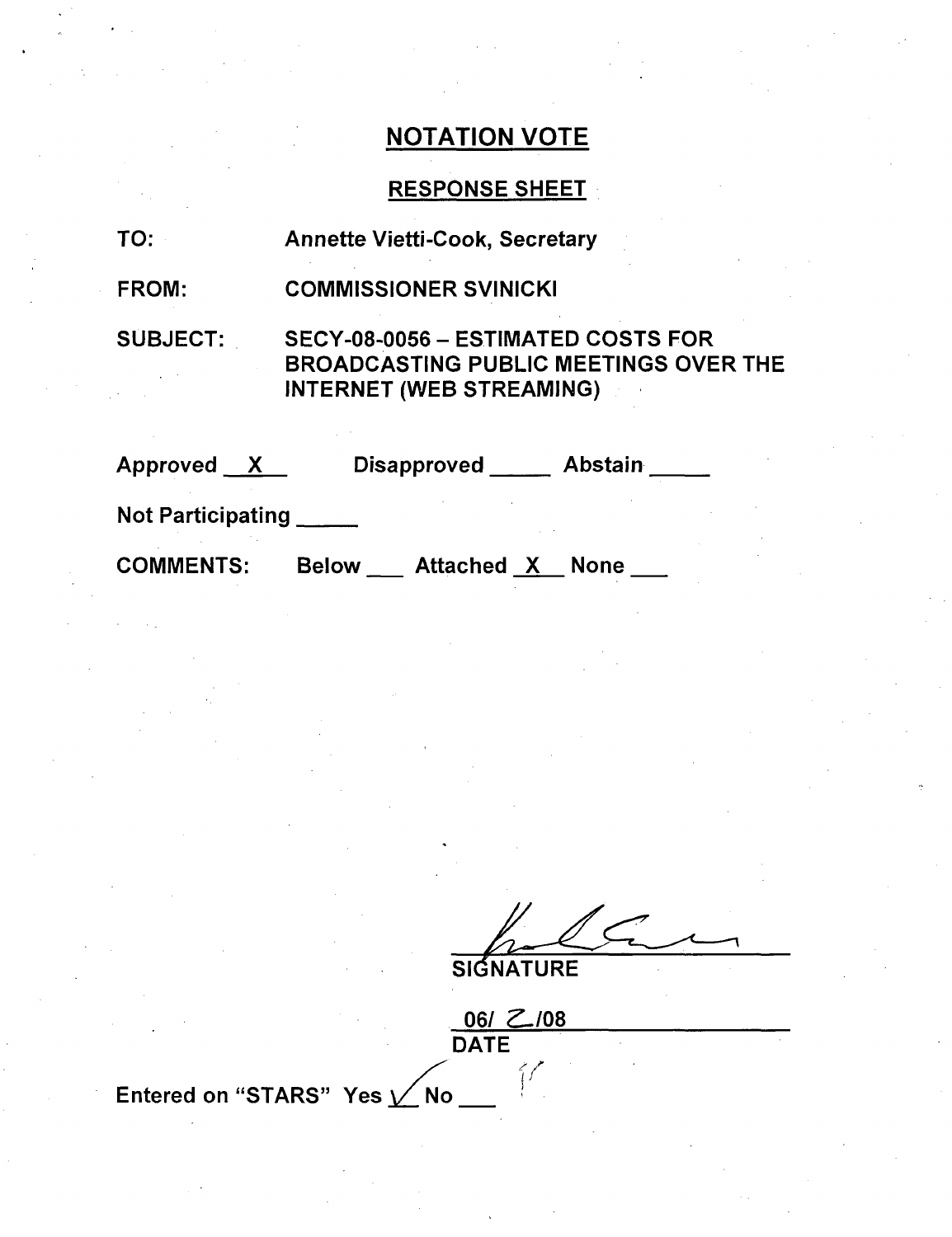## NOTATION VOTE

### RESPONSE SHEET

TO: Annette Vietti-Cook, Secretary

FROM: COMMISSIONER SVINICKI

SUBJECT: SECY-08-0056 – ESTIMATED COSTS FOR BROADCASTING PUBLIC MEETINGS OVER THE INTERNET (WEB STREAMING)

Approved __X__ Disapproved _____ Abstain _____

Not Participating _____

COMMENTS: Below ___ Attached _X_ None ___

SIGNATURE

06/ 2 /08

DATE

Entered on "STARS" Yes ✓ No ___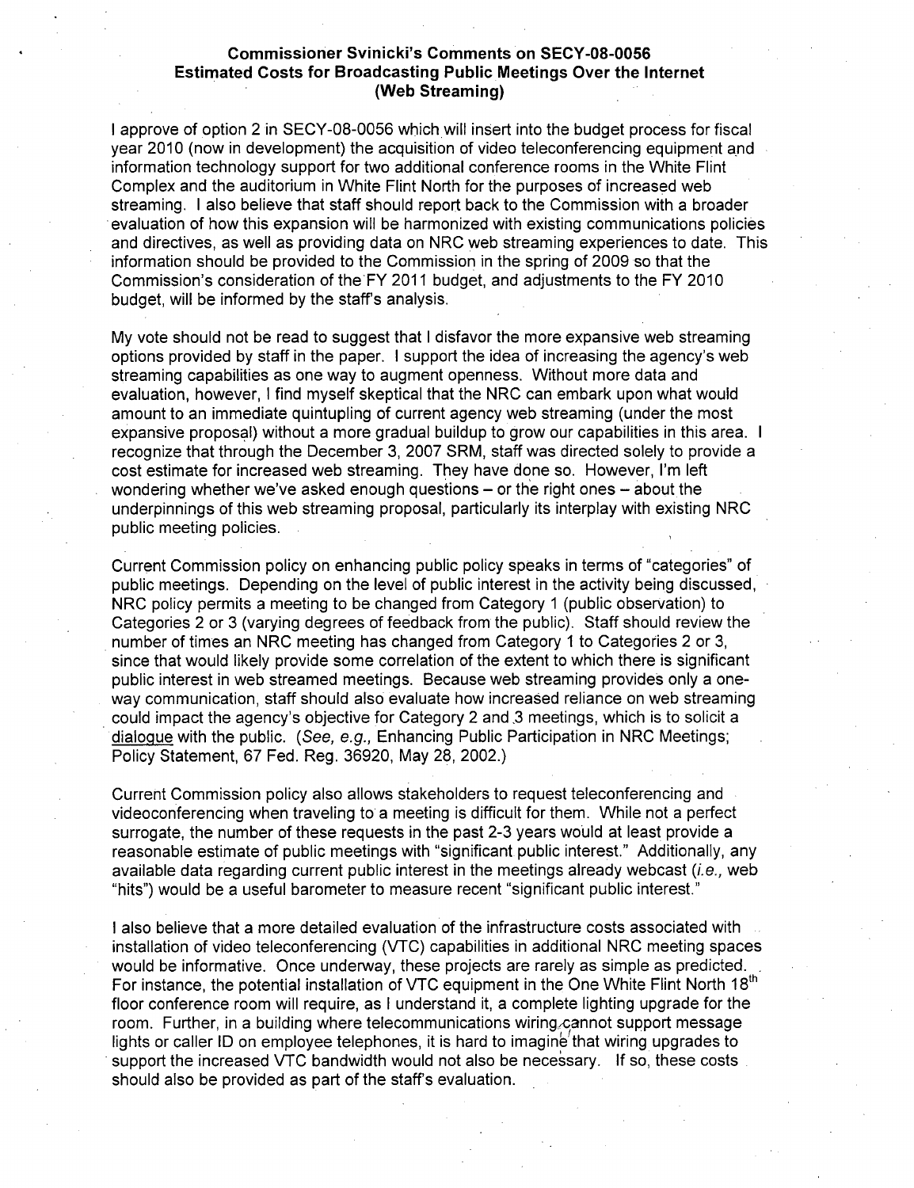**Commissioner Svinicki's Comments on SECY-08-0056**
**Estimated Costs for Broadcasting Public Meetings Over the Internet (Web Streaming)**

I approve of option 2 in SECY-08-0056 which will insert into the budget process for fiscal year 2010 (now in development) the acquisition of video teleconferencing equipment and information technology support for two additional conference rooms in the White Flint Complex and the auditorium in White Flint North for the purposes of increased web streaming. I also believe that staff should report back to the Commission with a broader evaluation of how this expansion will be harmonized with existing communications policies and directives, as well as providing data on NRC web streaming experiences to date. This information should be provided to the Commission in the spring of 2009 so that the Commission's consideration of the FY 2011 budget, and adjustments to the FY 2010 budget, will be informed by the staff's analysis.

My vote should not be read to suggest that I disfavor the more expansive web streaming options provided by staff in the paper. I support the idea of increasing the agency's web streaming capabilities as one way to augment openness. Without more data and evaluation, however, I find myself skeptical that the NRC can embark upon what would amount to an immediate quintupling of current agency web streaming (under the most expansive proposal) without a more gradual buildup to grow our capabilities in this area. I recognize that through the December 3, 2007 SRM, staff was directed solely to provide a cost estimate for increased web streaming. They have done so. However, I'm left wondering whether we've asked enough questions – or the right ones – about the underpinnings of this web streaming proposal, particularly its interplay with existing NRC public meeting policies.

Current Commission policy on enhancing public policy speaks in terms of "categories" of public meetings. Depending on the level of public interest in the activity being discussed, NRC policy permits a meeting to be changed from Category 1 (public observation) to Categories 2 or 3 (varying degrees of feedback from the public). Staff should review the number of times an NRC meeting has changed from Category 1 to Categories 2 or 3, since that would likely provide some correlation of the extent to which there is significant public interest in web streamed meetings. Because web streaming provides only a one-way communication, staff should also evaluate how increased reliance on web streaming could impact the agency's objective for Category 2 and 3 meetings, which is to solicit a dialogue with the public. (*See, e.g.,* Enhancing Public Participation in NRC Meetings; Policy Statement, 67 Fed. Reg. 36920, May 28, 2002.)

Current Commission policy also allows stakeholders to request teleconferencing and videoconferencing when traveling to a meeting is difficult for them. While not a perfect surrogate, the number of these requests in the past 2-3 years would at least provide a reasonable estimate of public meetings with "significant public interest." Additionally, any available data regarding current public interest in the meetings already webcast (*i.e.,* web "hits") would be a useful barometer to measure recent "significant public interest."

I also believe that a more detailed evaluation of the infrastructure costs associated with installation of video teleconferencing (VTC) capabilities in additional NRC meeting spaces would be informative. Once underway, these projects are rarely as simple as predicted. For instance, the potential installation of VTC equipment in the One White Flint North 18th floor conference room will require, as I understand it, a complete lighting upgrade for the room. Further, in a building where telecommunications wiring cannot support message lights or caller ID on employee telephones, it is hard to imagine that wiring upgrades to support the increased VTC bandwidth would not also be necessary. If so, these costs should also be provided as part of the staff's evaluation.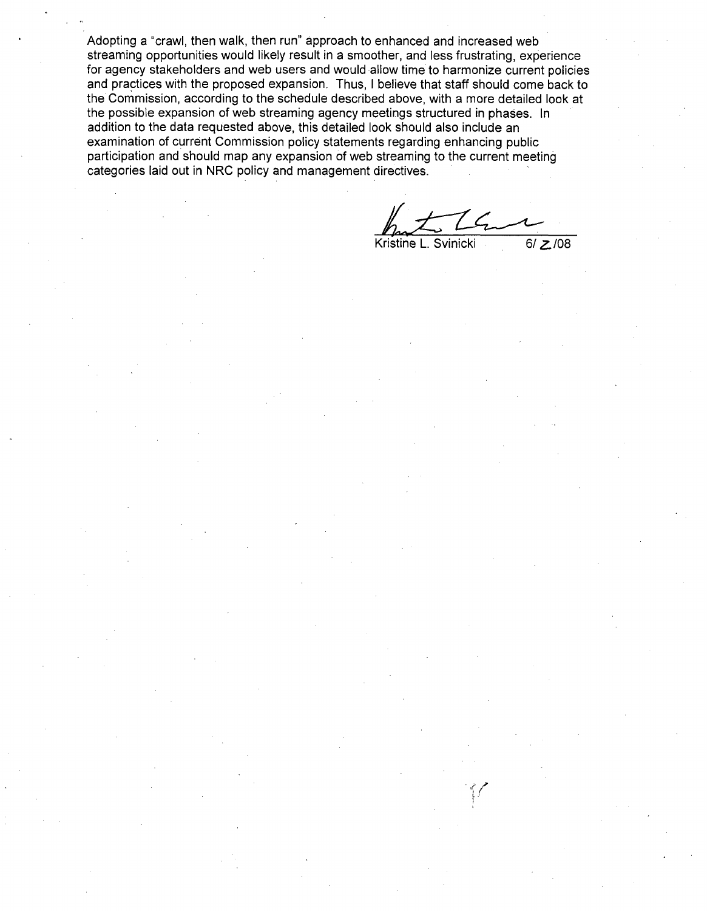Adopting a "crawl, then walk, then run" approach to enhanced and increased web streaming opportunities would likely result in a smoother, and less frustrating, experience for agency stakeholders and web users and would allow time to harmonize current policies and practices with the proposed expansion. Thus, I believe that staff should come back to the Commission, according to the schedule described above, with a more detailed look at the possible expansion of web streaming agency meetings structured in phases. In addition to the data requested above, this detailed look should also include an examination of current Commission policy statements regarding enhancing public participation and should map any expansion of web streaming to the current meeting categories laid out in NRC policy and management directives.

Kristine L. Svinicki 6/ 2 /08